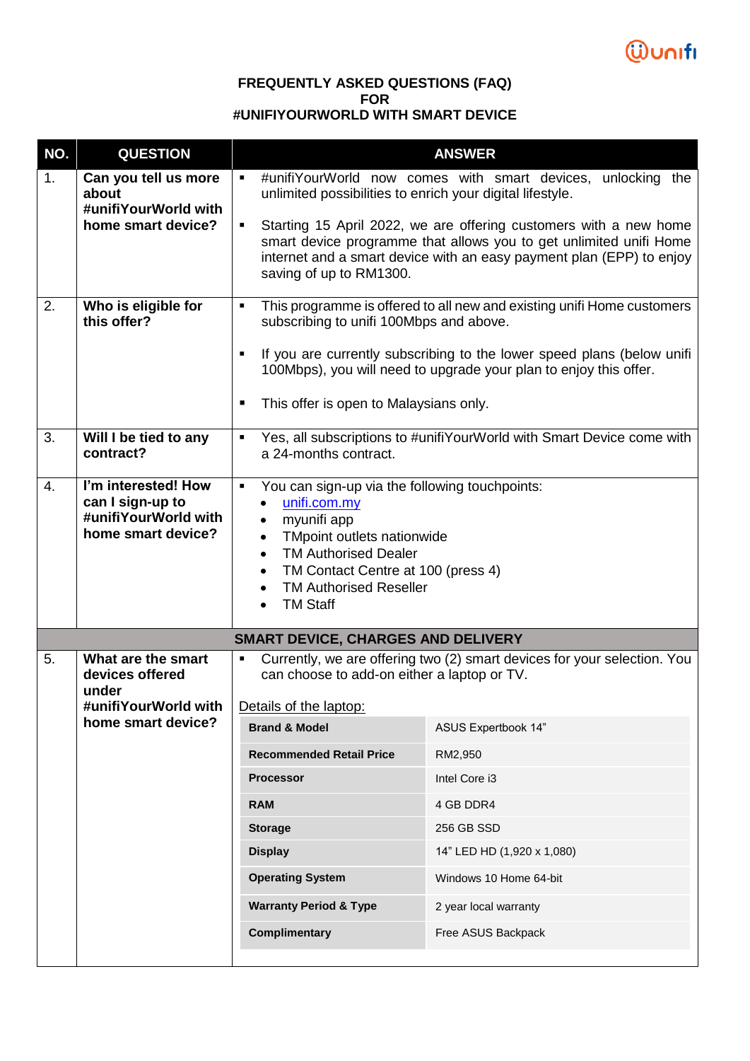# FREQUENTLY ASKED QUESTIONS (FAQ) FOR #UNIFIYOURWORLD WITH SMART DEVICE

| NO. | QUESTION | ANSWER |
|---|---|---|
| 1. | **Can you tell us more about #unifiYourWorld with home smart device?** | ▪ #unifiYourWorld now comes with smart devices, unlocking the unlimited possibilities to enrich your digital lifestyle.<br><br>▪ Starting 15 April 2022, we are offering customers with a new home smart device programme that allows you to get unlimited unifi Home internet and a smart device with an easy payment plan (EPP) to enjoy saving of up to RM1300. |
| 2. | **Who is eligible for this offer?** | ▪ This programme is offered to all new and existing unifi Home customers subscribing to unifi 100Mbps and above.<br><br>▪ If you are currently subscribing to the lower speed plans (below unifi 100Mbps), you will need to upgrade your plan to enjoy this offer.<br><br>▪ This offer is open to Malaysians only. |
| 3. | **Will I be tied to any contract?** | ▪ Yes, all subscriptions to #unifiYourWorld with Smart Device come with a 24-months contract. |
| 4. | **I'm interested! How can I sign-up to #unifiYourWorld with home smart device?** | ▪ You can sign-up via the following touchpoints:<br>• unifi.com.my<br>• myunifi app<br>• TMpoint outlets nationwide<br>• TM Authorised Dealer<br>• TM Contact Centre at 100 (press 4)<br>• TM Authorised Reseller<br>• TM Staff |
| | **SMART DEVICE, CHARGES AND DELIVERY** | |
| 5. | **What are the smart devices offered under #unifiYourWorld with home smart device?** | ▪ Currently, we are offering two (2) smart devices for your selection. You can choose to add-on either a laptop or TV.<br><br>Details of the laptop: |

| | |
|---|---|
| **Brand & Model** | ASUS Expertbook 14" |
| **Recommended Retail Price** | RM2,950 |
| **Processor** | Intel Core i3 |
| **RAM** | 4 GB DDR4 |
| **Storage** | 256 GB SSD |
| **Display** | 14" LED HD (1,920 x 1,080) |
| **Operating System** | Windows 10 Home 64-bit |
| **Warranty Period & Type** | 2 year local warranty |
| **Complimentary** | Free ASUS Backpack |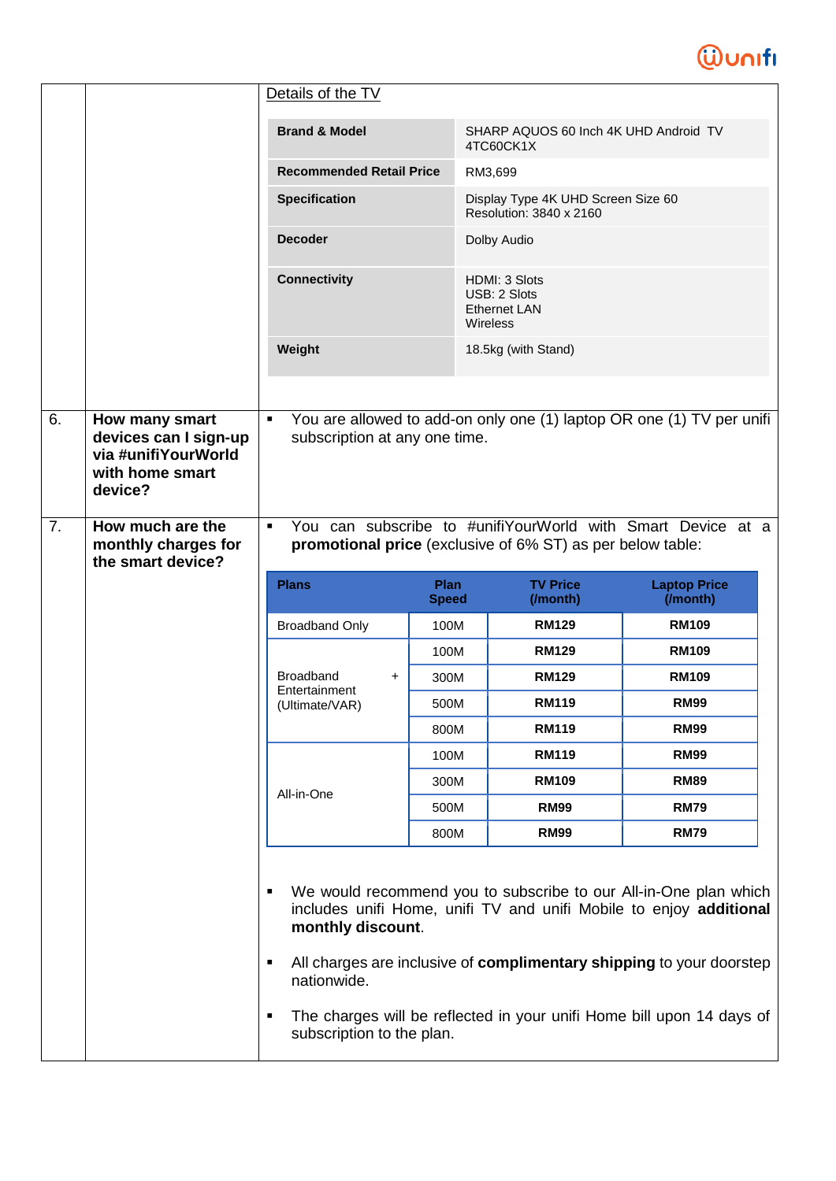Details of the TV

| Brand & Model | SHARP AQUOS 60 Inch 4K UHD Android TV 4TC60CK1X |
|---|---|
| Recommended Retail Price | RM3,699 |
| Specification | Display Type 4K UHD Screen Size 60 Resolution: 3840 x 2160 |
| Decoder | Dolby Audio |
| Connectivity | HDMI: 3 Slots<br>USB: 2 Slots<br>Ethernet LAN<br>Wireless |
| Weight | 18.5kg (with Stand) |

6. **How many smart devices can I sign-up via #unifiYourWorld with home smart device?**

- You are allowed to add-on only one (1) laptop OR one (1) TV per unifi subscription at any one time.

7. **How much are the monthly charges for the smart device?**

- You can subscribe to #unifiYourWorld with Smart Device at a **promotional price** (exclusive of 6% ST) as per below table:

| Plans | Plan Speed | TV Price (/month) | Laptop Price (/month) |
|---|---|---|---|
| Broadband Only | 100M | **RM129** | **RM109** |
| Broadband + Entertainment (Ultimate/VAR) | 100M | **RM129** | **RM109** |
| | 300M | **RM129** | **RM109** |
| | 500M | **RM119** | **RM99** |
| | 800M | **RM119** | **RM99** |
| All-in-One | 100M | **RM119** | **RM99** |
| | 300M | **RM109** | **RM89** |
| | 500M | **RM99** | **RM79** |
| | 800M | **RM99** | **RM79** |

- We would recommend you to subscribe to our All-in-One plan which includes unifi Home, unifi TV and unifi Mobile to enjoy **additional monthly discount**.
- All charges are inclusive of **complimentary shipping** to your doorstep nationwide.
- The charges will be reflected in your unifi Home bill upon 14 days of subscription to the plan.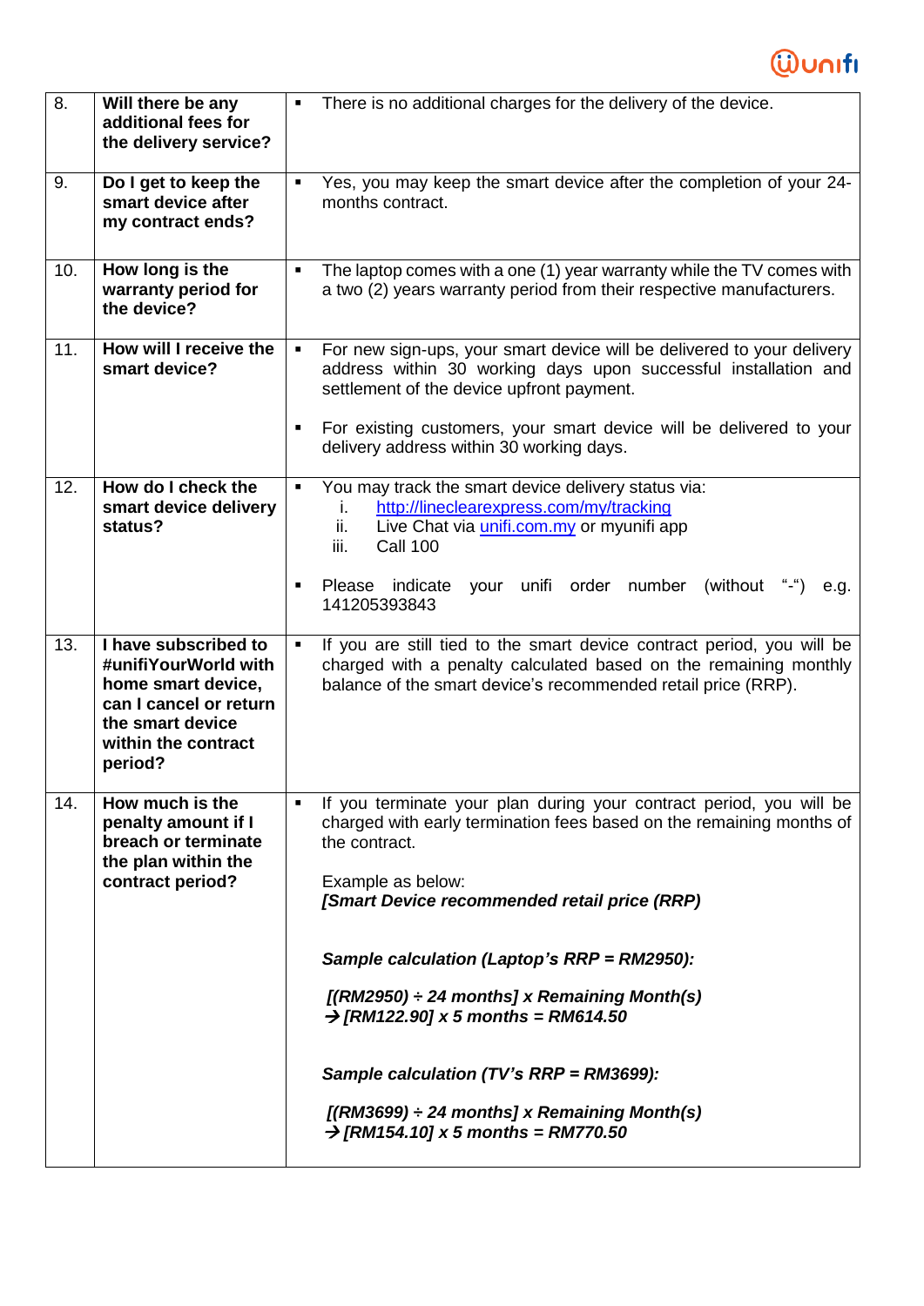| | | |
|---|---|---|
| 8. | **Will there be any additional fees for the delivery service?** | ▪ There is no additional charges for the delivery of the device. |
| 9. | **Do I get to keep the smart device after my contract ends?** | ▪ Yes, you may keep the smart device after the completion of your 24-months contract. |
| 10. | **How long is the warranty period for the device?** | ▪ The laptop comes with a one (1) year warranty while the TV comes with a two (2) years warranty period from their respective manufacturers. |
| 11. | **How will I receive the smart device?** | ▪ For new sign-ups, your smart device will be delivered to your delivery address within 30 working days upon successful installation and settlement of the device upfront payment.<br><br>▪ For existing customers, your smart device will be delivered to your delivery address within 30 working days. |
| 12. | **How do I check the smart device delivery status?** | ▪ You may track the smart device delivery status via:<br>i. http://lineclearexpress.com/my/tracking<br>ii. Live Chat via unifi.com.my or myunifi app<br>iii. Call 100<br><br>▪ Please indicate your unifi order number (without "-") e.g. 141205393843 |
| 13. | **I have subscribed to #unifiYourWorld with home smart device, can I cancel or return the smart device within the contract period?** | ▪ If you are still tied to the smart device contract period, you will be charged with a penalty calculated based on the remaining monthly balance of the smart device's recommended retail price (RRP). |
| 14. | **How much is the penalty amount if I breach or terminate the plan within the contract period?** | ▪ If you terminate your plan during your contract period, you will be charged with early termination fees based on the remaining months of the contract.<br><br>Example as below:<br>***[Smart Device recommended retail price (RRP)***<br><br>***Sample calculation (Laptop's RRP = RM2950):***<br><br>***[(RM2950) ÷ 24 months] x Remaining Month(s)***<br>***→[RM122.90] x 5 months = RM614.50***<br><br>***Sample calculation (TV's RRP = RM3699):***<br><br>***[(RM3699) ÷ 24 months] x Remaining Month(s)***<br>***→[RM154.10] x 5 months = RM770.50*** |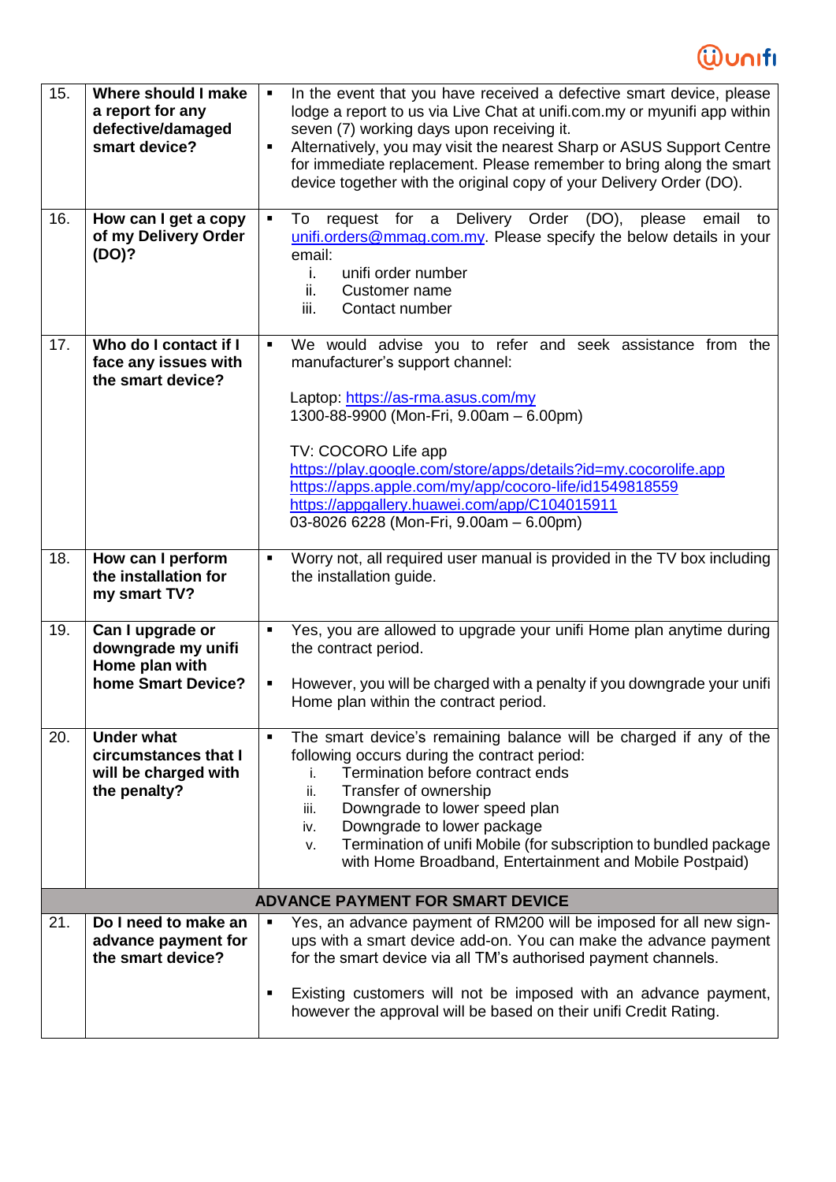| | | |
|---|---|---|
| 15. | **Where should I make a report for any defective/damaged smart device?** | ▪ In the event that you have received a defective smart device, please lodge a report to us via Live Chat at unifi.com.my or myunifi app within seven (7) working days upon receiving it.<br>▪ Alternatively, you may visit the nearest Sharp or ASUS Support Centre for immediate replacement. Please remember to bring along the smart device together with the original copy of your Delivery Order (DO). |
| 16. | **How can I get a copy of my Delivery Order (DO)?** | ▪ To request for a Delivery Order (DO), please email to unifi.orders@mmag.com.my. Please specify the below details in your email:<br>i. unifi order number<br>ii. Customer name<br>iii. Contact number |
| 17. | **Who do I contact if I face any issues with the smart device?** | ▪ We would advise you to refer and seek assistance from the manufacturer's support channel:<br><br>Laptop: https://as-rma.asus.com/my<br>1300-88-9900 (Mon-Fri, 9.00am – 6.00pm)<br><br>TV: COCORO Life app<br>https://play.google.com/store/apps/details?id=my.cocorolife.app<br>https://apps.apple.com/my/app/cocoro-life/id1549818559<br>https://appgallery.huawei.com/app/C104015911<br>03-8026 6228 (Mon-Fri, 9.00am – 6.00pm) |
| 18. | **How can I perform the installation for my smart TV?** | ▪ Worry not, all required user manual is provided in the TV box including the installation guide. |
| 19. | **Can I upgrade or downgrade my unifi Home plan with home Smart Device?** | ▪ Yes, you are allowed to upgrade your unifi Home plan anytime during the contract period.<br><br>▪ However, you will be charged with a penalty if you downgrade your unifi Home plan within the contract period. |
| 20. | **Under what circumstances that I will be charged with the penalty?** | ▪ The smart device's remaining balance will be charged if any of the following occurs during the contract period:<br>i. Termination before contract ends<br>ii. Transfer of ownership<br>iii. Downgrade to lower speed plan<br>iv. Downgrade to lower package<br>v. Termination of unifi Mobile (for subscription to bundled package with Home Broadband, Entertainment and Mobile Postpaid) |
| | **ADVANCE PAYMENT FOR SMART DEVICE** | |
| 21. | **Do I need to make an advance payment for the smart device?** | ▪ Yes, an advance payment of RM200 will be imposed for all new sign-ups with a smart device add-on. You can make the advance payment for the smart device via all TM's authorised payment channels.<br><br>▪ Existing customers will not be imposed with an advance payment, however the approval will be based on their unifi Credit Rating. |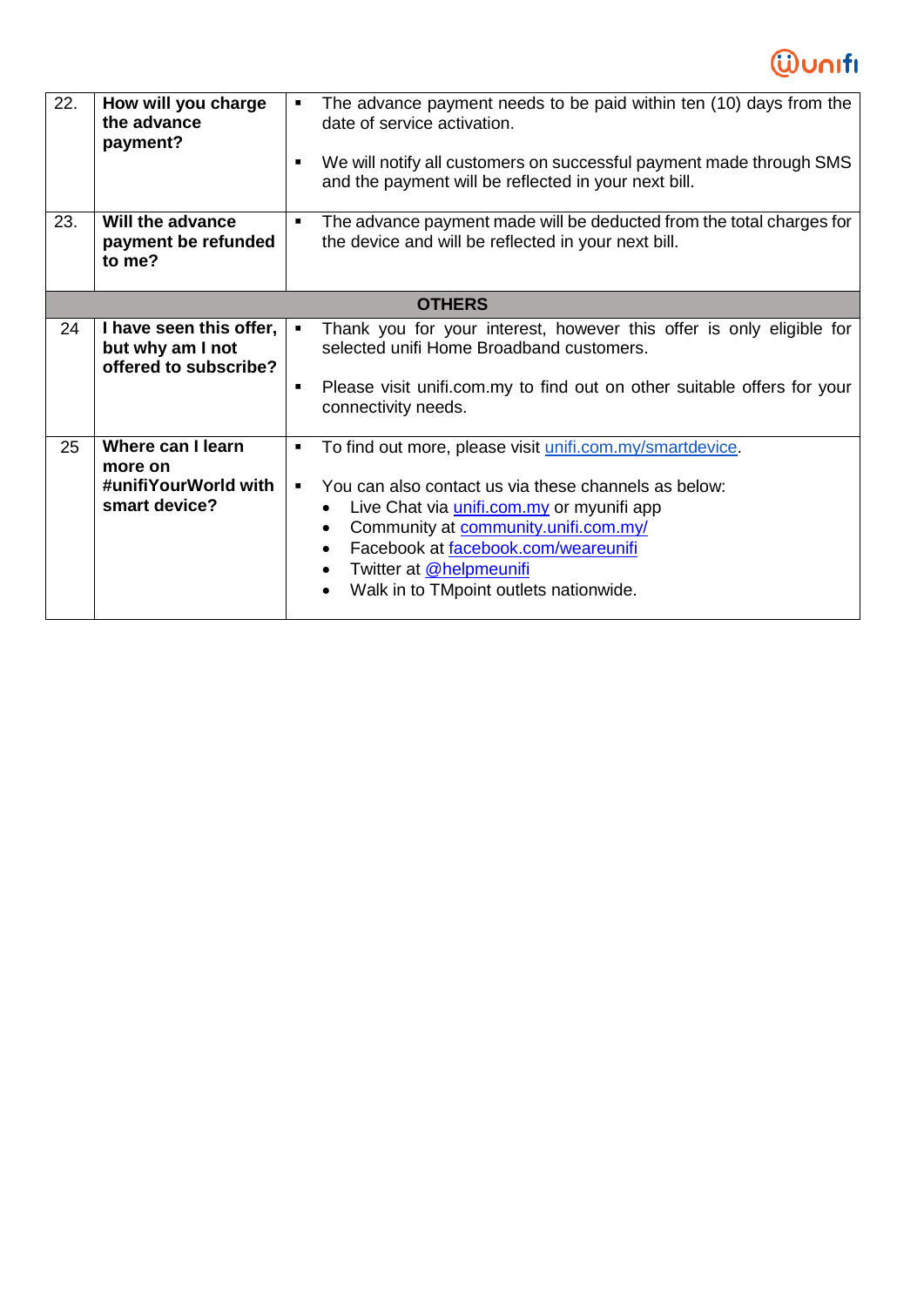| | | |
|---|---|---|
| 22. | **How will you charge the advance payment?** | ▪ The advance payment needs to be paid within ten (10) days from the date of service activation.<br>▪ We will notify all customers on successful payment made through SMS and the payment will be reflected in your next bill. |
| 23. | **Will the advance payment be refunded to me?** | ▪ The advance payment made will be deducted from the total charges for the device and will be reflected in your next bill. |
| | | **OTHERS** |
| 24 | **I have seen this offer, but why am I not offered to subscribe?** | ▪ Thank you for your interest, however this offer is only eligible for selected unifi Home Broadband customers.<br>▪ Please visit unifi.com.my to find out on other suitable offers for your connectivity needs. |
| 25 | **Where can I learn more on #unifiYourWorld with smart device?** | ▪ To find out more, please visit unifi.com.my/smartdevice.<br>▪ You can also contact us via these channels as below:<br>• Live Chat via unifi.com.my or myunifi app<br>• Community at community.unifi.com.my/<br>• Facebook at facebook.com/weareunifi<br>• Twitter at @helpmeunifi<br>• Walk in to TMpoint outlets nationwide. |